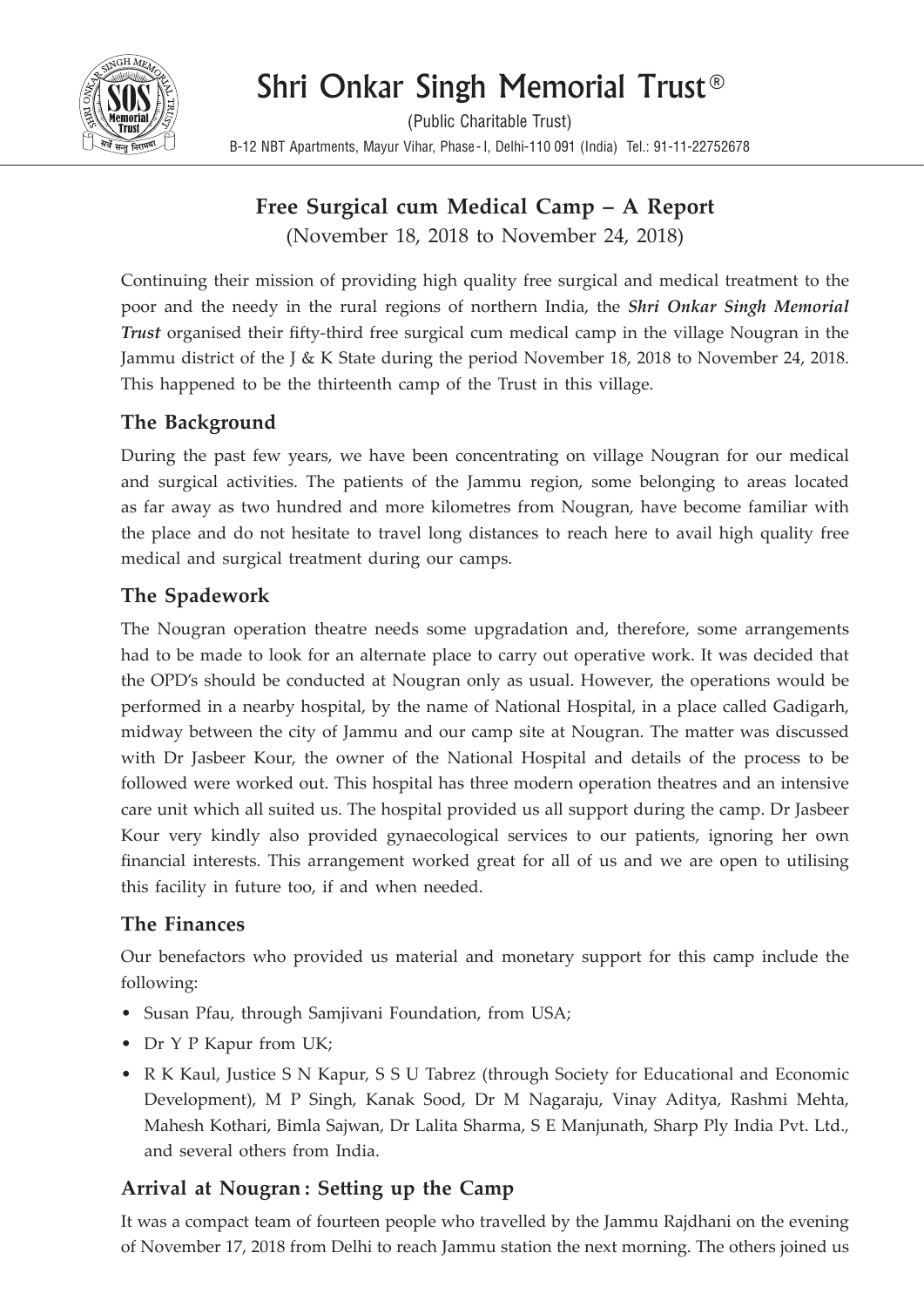# Shri Onkar Singh Memorial Trust®

(Public Charitable Trust)

B-12 NBT Apartments, Mayur Vihar, Phase-I, Delhi-110 091 (India) Tel.: 91-11-22752678

## Free Surgical cum Medical Camp – A Report

(November 18, 2018 to November 24, 2018)

Continuing their mission of providing high quality free surgical and medical treatment to the poor and the needy in the rural regions of northern India, the ***Shri Onkar Singh Memorial Trust*** organised their fifty-third free surgical cum medical camp in the village Nougran in the Jammu district of the J & K State during the period November 18, 2018 to November 24, 2018. This happened to be the thirteenth camp of the Trust in this village.

### The Background

During the past few years, we have been concentrating on village Nougran for our medical and surgical activities. The patients of the Jammu region, some belonging to areas located as far away as two hundred and more kilometres from Nougran, have become familiar with the place and do not hesitate to travel long distances to reach here to avail high quality free medical and surgical treatment during our camps.

### The Spadework

The Nougran operation theatre needs some upgradation and, therefore, some arrangements had to be made to look for an alternate place to carry out operative work. It was decided that the OPD's should be conducted at Nougran only as usual. However, the operations would be performed in a nearby hospital, by the name of National Hospital, in a place called Gadigarh, midway between the city of Jammu and our camp site at Nougran. The matter was discussed with Dr Jasbeer Kour, the owner of the National Hospital and details of the process to be followed were worked out. This hospital has three modern operation theatres and an intensive care unit which all suited us. The hospital provided us all support during the camp. Dr Jasbeer Kour very kindly also provided gynaecological services to our patients, ignoring her own financial interests. This arrangement worked great for all of us and we are open to utilising this facility in future too, if and when needed.

### The Finances

Our benefactors who provided us material and monetary support for this camp include the following:

- Susan Pfau, through Samjivani Foundation, from USA;
- Dr Y P Kapur from UK;
- R K Kaul, Justice S N Kapur, S S U Tabrez (through Society for Educational and Economic Development), M P Singh, Kanak Sood, Dr M Nagaraju, Vinay Aditya, Rashmi Mehta, Mahesh Kothari, Bimla Sajwan, Dr Lalita Sharma, S E Manjunath, Sharp Ply India Pvt. Ltd., and several others from India.

### Arrival at Nougran : Setting up the Camp

It was a compact team of fourteen people who travelled by the Jammu Rajdhani on the evening of November 17, 2018 from Delhi to reach Jammu station the next morning. The others joined us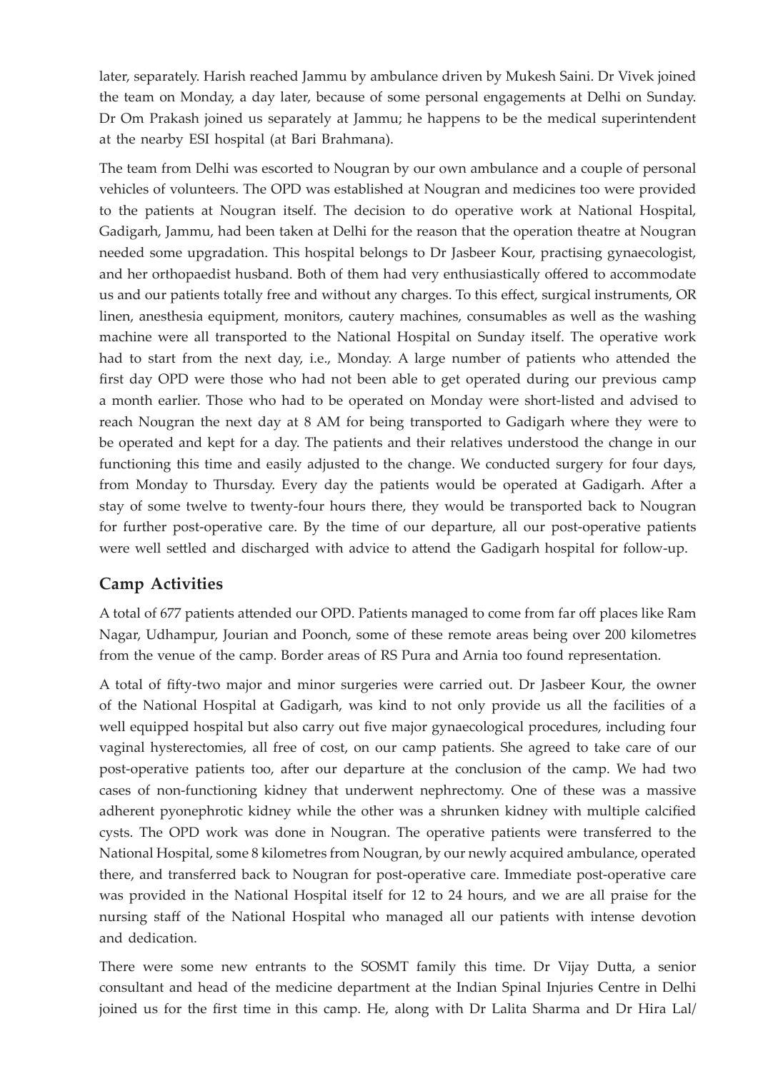later, separately. Harish reached Jammu by ambulance driven by Mukesh Saini. Dr Vivek joined the team on Monday, a day later, because of some personal engagements at Delhi on Sunday. Dr Om Prakash joined us separately at Jammu; he happens to be the medical superintendent at the nearby ESI hospital (at Bari Brahmana).

The team from Delhi was escorted to Nougran by our own ambulance and a couple of personal vehicles of volunteers. The OPD was established at Nougran and medicines too were provided to the patients at Nougran itself. The decision to do operative work at National Hospital, Gadigarh, Jammu, had been taken at Delhi for the reason that the operation theatre at Nougran needed some upgradation. This hospital belongs to Dr Jasbeer Kour, practising gynaecologist, and her orthopaedist husband. Both of them had very enthusiastically offered to accommodate us and our patients totally free and without any charges. To this effect, surgical instruments, OR linen, anesthesia equipment, monitors, cautery machines, consumables as well as the washing machine were all transported to the National Hospital on Sunday itself. The operative work had to start from the next day, i.e., Monday. A large number of patients who attended the first day OPD were those who had not been able to get operated during our previous camp a month earlier. Those who had to be operated on Monday were short-listed and advised to reach Nougran the next day at 8 AM for being transported to Gadigarh where they were to be operated and kept for a day. The patients and their relatives understood the change in our functioning this time and easily adjusted to the change. We conducted surgery for four days, from Monday to Thursday. Every day the patients would be operated at Gadigarh. After a stay of some twelve to twenty-four hours there, they would be transported back to Nougran for further post-operative care. By the time of our departure, all our post-operative patients were well settled and discharged with advice to attend the Gadigarh hospital for follow-up.

## Camp Activities

A total of 677 patients attended our OPD. Patients managed to come from far off places like Ram Nagar, Udhampur, Jourian and Poonch, some of these remote areas being over 200 kilometres from the venue of the camp. Border areas of RS Pura and Arnia too found representation.

A total of fifty-two major and minor surgeries were carried out. Dr Jasbeer Kour, the owner of the National Hospital at Gadigarh, was kind to not only provide us all the facilities of a well equipped hospital but also carry out five major gynaecological procedures, including four vaginal hysterectomies, all free of cost, on our camp patients. She agreed to take care of our post-operative patients too, after our departure at the conclusion of the camp. We had two cases of non-functioning kidney that underwent nephrectomy. One of these was a massive adherent pyonephrotic kidney while the other was a shrunken kidney with multiple calcified cysts. The OPD work was done in Nougran. The operative patients were transferred to the National Hospital, some 8 kilometres from Nougran, by our newly acquired ambulance, operated there, and transferred back to Nougran for post-operative care. Immediate post-operative care was provided in the National Hospital itself for 12 to 24 hours, and we are all praise for the nursing staff of the National Hospital who managed all our patients with intense devotion and dedication.

There were some new entrants to the SOSMT family this time. Dr Vijay Dutta, a senior consultant and head of the medicine department at the Indian Spinal Injuries Centre in Delhi joined us for the first time in this camp. He, along with Dr Lalita Sharma and Dr Hira Lal/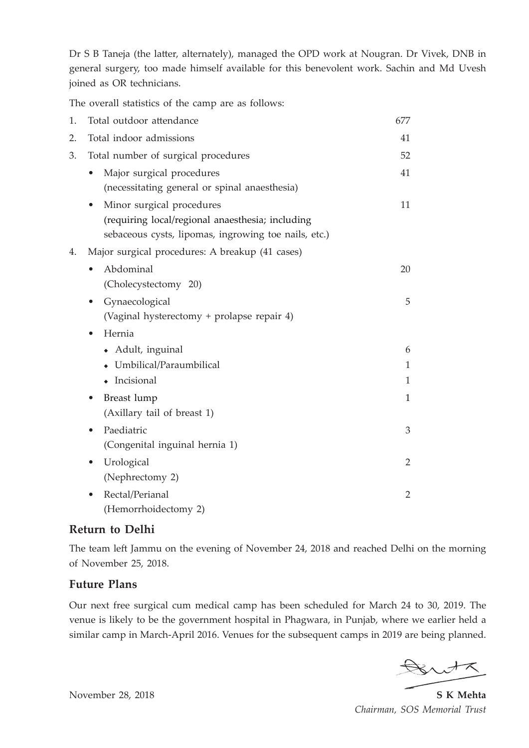Dr S B Taneja (the latter, alternately), managed the OPD work at Nougran. Dr Vivek, DNB in general surgery, too made himself available for this benevolent work. Sachin and Md Uvesh joined as OR technicians.

The overall statistics of the camp are as follows:

1. Total outdoor attendance — 677
2. Total indoor admissions — 41
3. Total number of surgical procedures — 52
   - Major surgical procedures (necessitating general or spinal anaesthesia) — 41
   - Minor surgical procedures (requiring local/regional anaesthesia; including sebaceous cysts, lipomas, ingrowing toe nails, etc.) — 11
4. Major surgical procedures: A breakup (41 cases)
   - Abdominal (Cholecystectomy 20) — 20
   - Gynaecological (Vaginal hysterectomy + prolapse repair 4) — 5
   - Hernia
     - Adult, inguinal — 6
     - Umbilical/Paraumbilical — 1
     - Incisional — 1
   - Breast lump (Axillary tail of breast 1) — 1
   - Paediatric (Congenital inguinal hernia 1) — 3
   - Urological (Nephrectomy 2) — 2
   - Rectal/Perianal (Hemorrhoidectomy 2) — 2

## Return to Delhi

The team left Jammu on the evening of November 24, 2018 and reached Delhi on the morning of November 25, 2018.

## Future Plans

Our next free surgical cum medical camp has been scheduled for March 24 to 30, 2019. The venue is likely to be the government hospital in Phagwara, in Punjab, where we earlier held a similar camp in March-April 2016. Venues for the subsequent camps in 2019 are being planned.

November 28, 2018

**S K Mehta**
*Chairman, SOS Memorial Trust*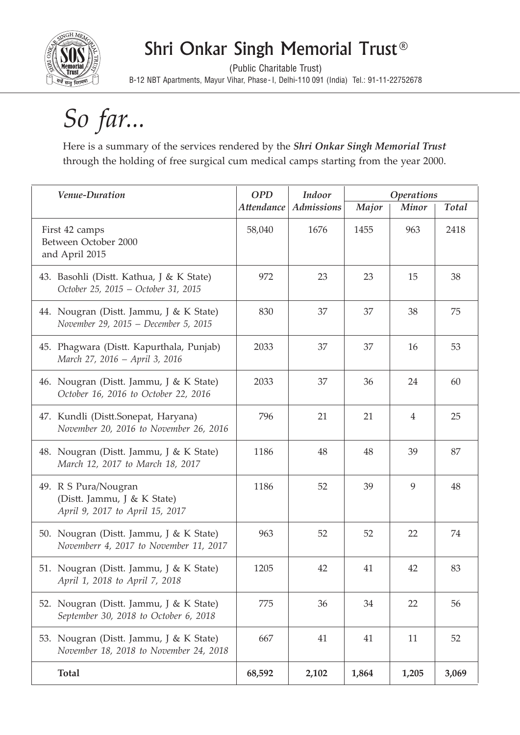# Shri Onkar Singh Memorial Trust®

(Public Charitable Trust)

B-12 NBT Apartments, Mayur Vihar, Phase-I, Delhi-110 091 (India) Tel.: 91-11-22752678

# *So far...*

Here is a summary of the services rendered by the ***Shri Onkar Singh Memorial Trust*** through the holding of free surgical cum medical camps starting from the year 2000.

| *Venue-Duration* | *OPD Attendance* | *Indoor Admissions* | *Operations* | | |
|---|---|---|---|---|---|
| | | | *Major* | *Minor* | *Total* |
| First 42 camps Between October 2000 and April 2015 | 58,040 | 1676 | 1455 | 963 | 2418 |
| 43. Basohli (Distt. Kathua, J & K State) *October 25, 2015 – October 31, 2015* | 972 | 23 | 23 | 15 | 38 |
| 44. Nougran (Distt. Jammu, J & K State) *November 29, 2015 – December 5, 2015* | 830 | 37 | 37 | 38 | 75 |
| 45. Phagwara (Distt. Kapurthala, Punjab) *March 27, 2016 – April 3, 2016* | 2033 | 37 | 37 | 16 | 53 |
| 46. Nougran (Distt. Jammu, J & K State) *October 16, 2016 to October 22, 2016* | 2033 | 37 | 36 | 24 | 60 |
| 47. Kundli (Distt.Sonepat, Haryana) *November 20, 2016 to November 26, 2016* | 796 | 21 | 21 | 4 | 25 |
| 48. Nougran (Distt. Jammu, J & K State) *March 12, 2017 to March 18, 2017* | 1186 | 48 | 48 | 39 | 87 |
| 49. R S Pura/Nougran (Distt. Jammu, J & K State) *April 9, 2017 to April 15, 2017* | 1186 | 52 | 39 | 9 | 48 |
| 50. Nougran (Distt. Jammu, J & K State) *Novemberr 4, 2017 to November 11, 2017* | 963 | 52 | 52 | 22 | 74 |
| 51. Nougran (Distt. Jammu, J & K State) *April 1, 2018 to April 7, 2018* | 1205 | 42 | 41 | 42 | 83 |
| 52. Nougran (Distt. Jammu, J & K State) *September 30, 2018 to October 6, 2018* | 775 | 36 | 34 | 22 | 56 |
| 53. Nougran (Distt. Jammu, J & K State) *November 18, 2018 to November 24, 2018* | 667 | 41 | 41 | 11 | 52 |
| **Total** | **68,592** | **2,102** | **1,864** | **1,205** | **3,069** |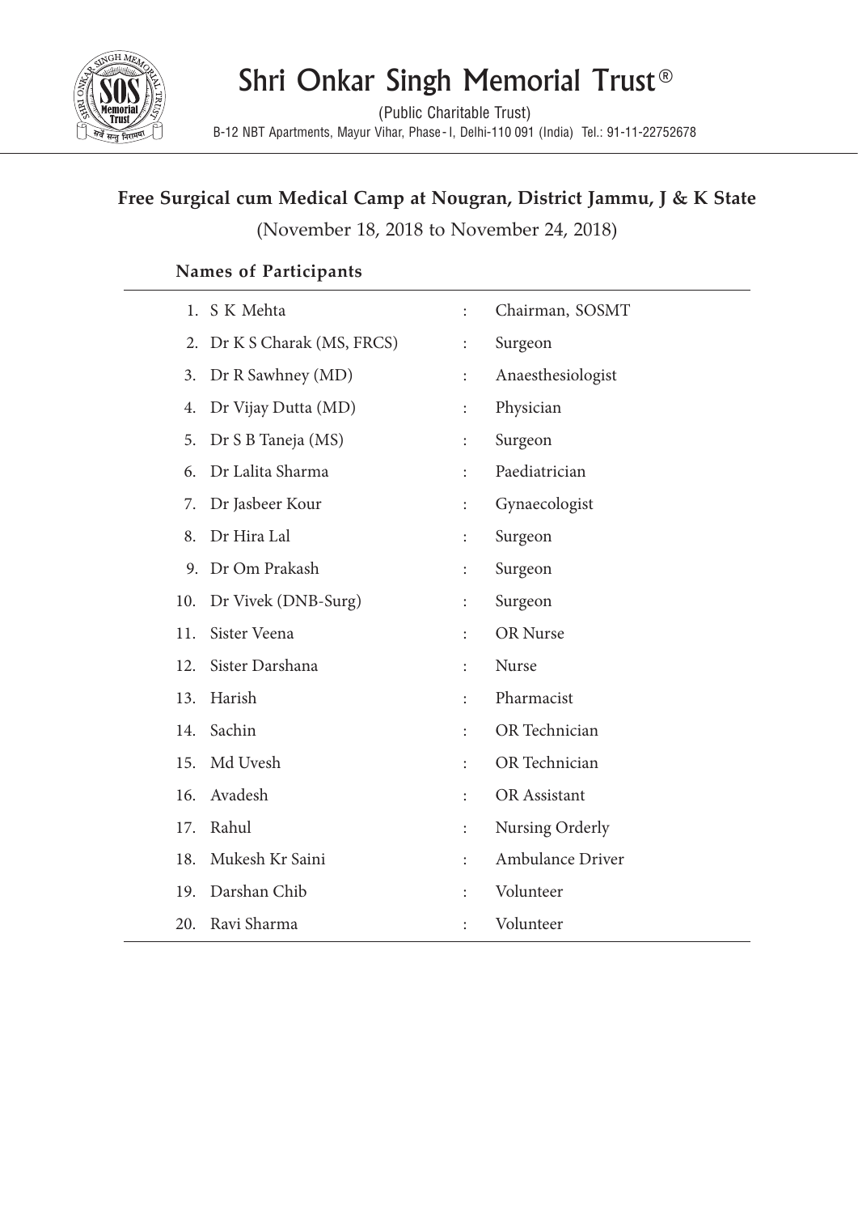# Shri Onkar Singh Memorial Trust®

(Public Charitable Trust)

B-12 NBT Apartments, Mayur Vihar, Phase-I, Delhi-110 091 (India) Tel.: 91-11-22752678

## Free Surgical cum Medical Camp at Nougran, District Jammu, J & K State

(November 18, 2018 to November 24, 2018)

### Names of Participants

| | | | |
|---|---|---|---|
| 1. | S K Mehta | : | Chairman, SOSMT |
| 2. | Dr K S Charak (MS, FRCS) | : | Surgeon |
| 3. | Dr R Sawhney (MD) | : | Anaesthesiologist |
| 4. | Dr Vijay Dutta (MD) | : | Physician |
| 5. | Dr S B Taneja (MS) | : | Surgeon |
| 6. | Dr Lalita Sharma | : | Paediatrician |
| 7. | Dr Jasbeer Kour | : | Gynaecologist |
| 8. | Dr Hira Lal | : | Surgeon |
| 9. | Dr Om Prakash | : | Surgeon |
| 10. | Dr Vivek (DNB-Surg) | : | Surgeon |
| 11. | Sister Veena | : | OR Nurse |
| 12. | Sister Darshana | : | Nurse |
| 13. | Harish | : | Pharmacist |
| 14. | Sachin | : | OR Technician |
| 15. | Md Uvesh | : | OR Technician |
| 16. | Avadesh | : | OR Assistant |
| 17. | Rahul | : | Nursing Orderly |
| 18. | Mukesh Kr Saini | : | Ambulance Driver |
| 19. | Darshan Chib | : | Volunteer |
| 20. | Ravi Sharma | : | Volunteer |